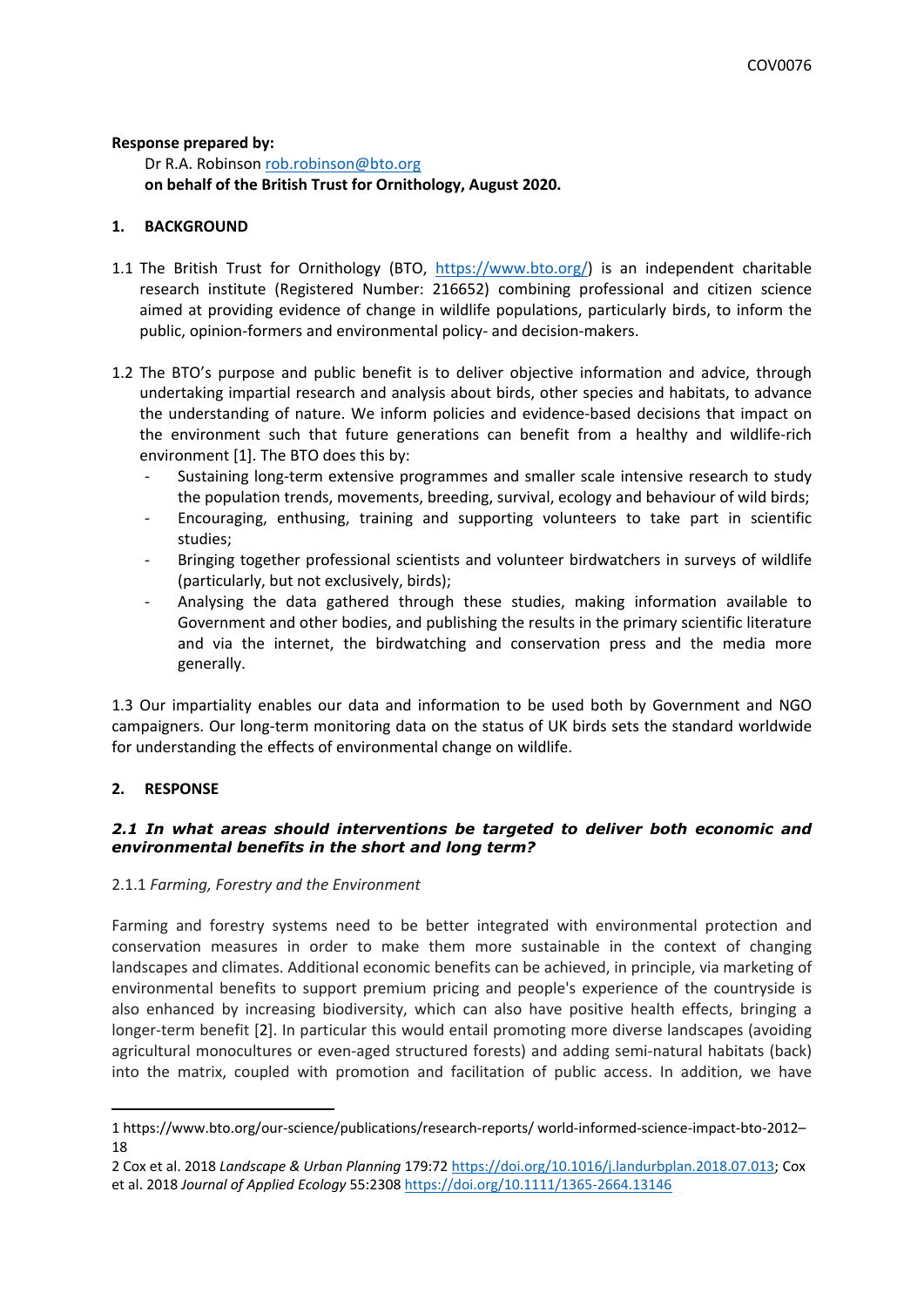COV0076

**Response prepared by:**

Dr R.A. Robinson rob.robinson@bto.org
**on behalf of the British Trust for Ornithology, August 2020.**

## 1. BACKGROUND

1.1 The British Trust for Ornithology (BTO, https://www.bto.org/) is an independent charitable research institute (Registered Number: 216652) combining professional and citizen science aimed at providing evidence of change in wildlife populations, particularly birds, to inform the public, opinion-formers and environmental policy- and decision-makers.

1.2 The BTO's purpose and public benefit is to deliver objective information and advice, through undertaking impartial research and analysis about birds, other species and habitats, to advance the understanding of nature. We inform policies and evidence-based decisions that impact on the environment such that future generations can benefit from a healthy and wildlife-rich environment [1]. The BTO does this by:

- Sustaining long-term extensive programmes and smaller scale intensive research to study the population trends, movements, breeding, survival, ecology and behaviour of wild birds;
- Encouraging, enthusing, training and supporting volunteers to take part in scientific studies;
- Bringing together professional scientists and volunteer birdwatchers in surveys of wildlife (particularly, but not exclusively, birds);
- Analysing the data gathered through these studies, making information available to Government and other bodies, and publishing the results in the primary scientific literature and via the internet, the birdwatching and conservation press and the media more generally.

1.3 Our impartiality enables our data and information to be used both by Government and NGO campaigners. Our long-term monitoring data on the status of UK birds sets the standard worldwide for understanding the effects of environmental change on wildlife.

## 2. RESPONSE

### *2.1 In what areas should interventions be targeted to deliver both economic and environmental benefits in the short and long term?*

2.1.1 *Farming, Forestry and the Environment*

Farming and forestry systems need to be better integrated with environmental protection and conservation measures in order to make them more sustainable in the context of changing landscapes and climates. Additional economic benefits can be achieved, in principle, via marketing of environmental benefits to support premium pricing and people's experience of the countryside is also enhanced by increasing biodiversity, which can also have positive health effects, bringing a longer-term benefit [2]. In particular this would entail promoting more diverse landscapes (avoiding agricultural monocultures or even-aged structured forests) and adding semi-natural habitats (back) into the matrix, coupled with promotion and facilitation of public access. In addition, we have

---

1 https://www.bto.org/our-science/publications/research-reports/ world-informed-science-impact-bto-2012–18

2 Cox et al. 2018 *Landscape & Urban Planning* 179:72 https://doi.org/10.1016/j.landurbplan.2018.07.013; Cox et al. 2018 *Journal of Applied Ecology* 55:2308 https://doi.org/10.1111/1365-2664.13146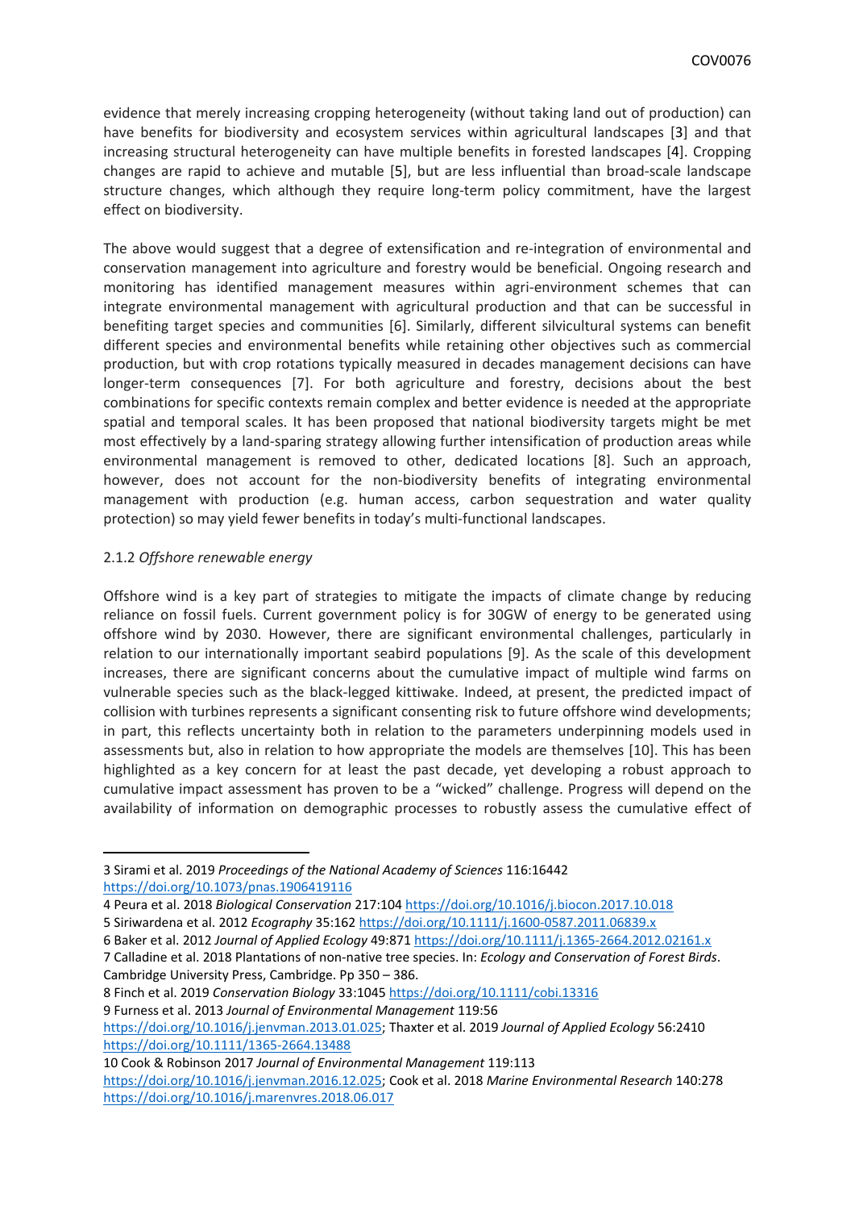evidence that merely increasing cropping heterogeneity (without taking land out of production) can have benefits for biodiversity and ecosystem services within agricultural landscapes [3] and that increasing structural heterogeneity can have multiple benefits in forested landscapes [4]. Cropping changes are rapid to achieve and mutable [5], but are less influential than broad-scale landscape structure changes, which although they require long-term policy commitment, have the largest effect on biodiversity.

The above would suggest that a degree of extensification and re-integration of environmental and conservation management into agriculture and forestry would be beneficial. Ongoing research and monitoring has identified management measures within agri-environment schemes that can integrate environmental management with agricultural production and that can be successful in benefiting target species and communities [6]. Similarly, different silvicultural systems can benefit different species and environmental benefits while retaining other objectives such as commercial production, but with crop rotations typically measured in decades management decisions can have longer-term consequences [7]. For both agriculture and forestry, decisions about the best combinations for specific contexts remain complex and better evidence is needed at the appropriate spatial and temporal scales. It has been proposed that national biodiversity targets might be met most effectively by a land-sparing strategy allowing further intensification of production areas while environmental management is removed to other, dedicated locations [8]. Such an approach, however, does not account for the non-biodiversity benefits of integrating environmental management with production (e.g. human access, carbon sequestration and water quality protection) so may yield fewer benefits in today's multi-functional landscapes.

### 2.1.2 *Offshore renewable energy*

Offshore wind is a key part of strategies to mitigate the impacts of climate change by reducing reliance on fossil fuels. Current government policy is for 30GW of energy to be generated using offshore wind by 2030. However, there are significant environmental challenges, particularly in relation to our internationally important seabird populations [9]. As the scale of this development increases, there are significant concerns about the cumulative impact of multiple wind farms on vulnerable species such as the black-legged kittiwake. Indeed, at present, the predicted impact of collision with turbines represents a significant consenting risk to future offshore wind developments; in part, this reflects uncertainty both in relation to the parameters underpinning models used in assessments but, also in relation to how appropriate the models are themselves [10]. This has been highlighted as a key concern for at least the past decade, yet developing a robust approach to cumulative impact assessment has proven to be a "wicked" challenge. Progress will depend on the availability of information on demographic processes to robustly assess the cumulative effect of

---

3 Sirami et al. 2019 *Proceedings of the National Academy of Sciences* 116:16442 https://doi.org/10.1073/pnas.1906419116

4 Peura et al. 2018 *Biological Conservation* 217:104 https://doi.org/10.1016/j.biocon.2017.10.018

5 Siriwardena et al. 2012 *Ecography* 35:162 https://doi.org/10.1111/j.1600-0587.2011.06839.x

6 Baker et al. 2012 *Journal of Applied Ecology* 49:871 https://doi.org/10.1111/j.1365-2664.2012.02161.x

7 Calladine et al. 2018 Plantations of non-native tree species. In: *Ecology and Conservation of Forest Birds*. Cambridge University Press, Cambridge. Pp 350 – 386.

8 Finch et al. 2019 *Conservation Biology* 33:1045 https://doi.org/10.1111/cobi.13316

9 Furness et al. 2013 *Journal of Environmental Management* 119:56 https://doi.org/10.1016/j.jenvman.2013.01.025; Thaxter et al. 2019 *Journal of Applied Ecology* 56:2410 https://doi.org/10.1111/1365-2664.13488

10 Cook & Robinson 2017 *Journal of Environmental Management* 119:113 https://doi.org/10.1016/j.jenvman.2016.12.025; Cook et al. 2018 *Marine Environmental Research* 140:278 https://doi.org/10.1016/j.marenvres.2018.06.017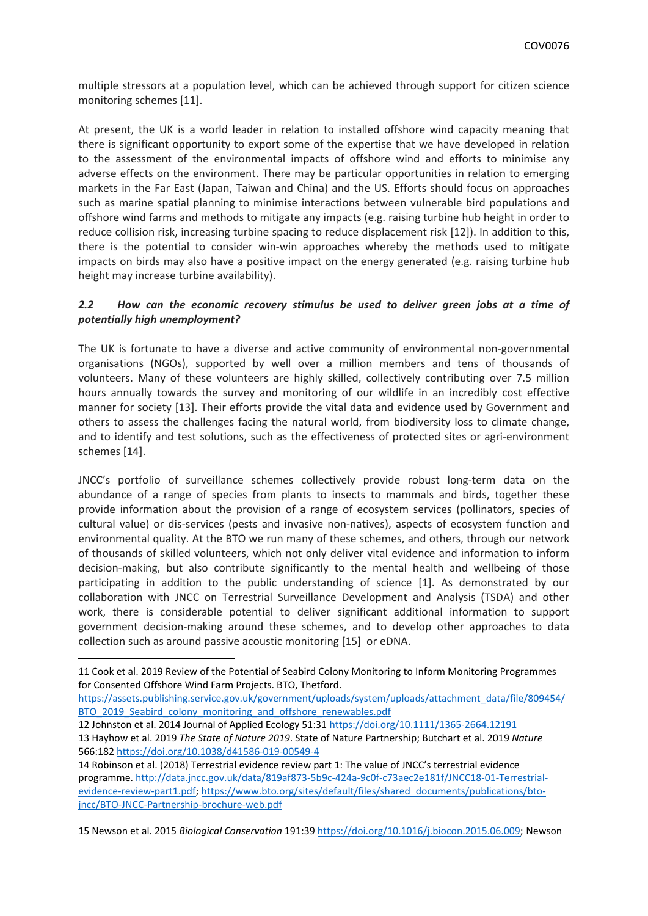multiple stressors at a population level, which can be achieved through support for citizen science monitoring schemes [11].

At present, the UK is a world leader in relation to installed offshore wind capacity meaning that there is significant opportunity to export some of the expertise that we have developed in relation to the assessment of the environmental impacts of offshore wind and efforts to minimise any adverse effects on the environment. There may be particular opportunities in relation to emerging markets in the Far East (Japan, Taiwan and China) and the US. Efforts should focus on approaches such as marine spatial planning to minimise interactions between vulnerable bird populations and offshore wind farms and methods to mitigate any impacts (e.g. raising turbine hub height in order to reduce collision risk, increasing turbine spacing to reduce displacement risk [12]). In addition to this, there is the potential to consider win-win approaches whereby the methods used to mitigate impacts on birds may also have a positive impact on the energy generated (e.g. raising turbine hub height may increase turbine availability).

### *2.2 How can the economic recovery stimulus be used to deliver green jobs at a time of potentially high unemployment?*

The UK is fortunate to have a diverse and active community of environmental non-governmental organisations (NGOs), supported by well over a million members and tens of thousands of volunteers. Many of these volunteers are highly skilled, collectively contributing over 7.5 million hours annually towards the survey and monitoring of our wildlife in an incredibly cost effective manner for society [13]. Their efforts provide the vital data and evidence used by Government and others to assess the challenges facing the natural world, from biodiversity loss to climate change, and to identify and test solutions, such as the effectiveness of protected sites or agri-environment schemes [14].

JNCC's portfolio of surveillance schemes collectively provide robust long-term data on the abundance of a range of species from plants to insects to mammals and birds, together these provide information about the provision of a range of ecosystem services (pollinators, species of cultural value) or dis-services (pests and invasive non-natives), aspects of ecosystem function and environmental quality. At the BTO we run many of these schemes, and others, through our network of thousands of skilled volunteers, which not only deliver vital evidence and information to inform decision-making, but also contribute significantly to the mental health and wellbeing of those participating in addition to the public understanding of science [1]. As demonstrated by our collaboration with JNCC on Terrestrial Surveillance Development and Analysis (TSDA) and other work, there is considerable potential to deliver significant additional information to support government decision-making around these schemes, and to develop other approaches to data collection such as around passive acoustic monitoring [15] or eDNA.

---

11 Cook et al. 2019 Review of the Potential of Seabird Colony Monitoring to Inform Monitoring Programmes for Consented Offshore Wind Farm Projects. BTO, Thetford. https://assets.publishing.service.gov.uk/government/uploads/system/uploads/attachment_data/file/809454/BTO_2019_Seabird_colony_monitoring_and_offshore_renewables.pdf

12 Johnston et al. 2014 Journal of Applied Ecology 51:31 https://doi.org/10.1111/1365-2664.12191

13 Hayhow et al. 2019 *The State of Nature 2019*. State of Nature Partnership; Butchart et al. 2019 *Nature* 566:182 https://doi.org/10.1038/d41586-019-00549-4

14 Robinson et al. (2018) Terrestrial evidence review part 1: The value of JNCC's terrestrial evidence programme. http://data.jncc.gov.uk/data/819af873-5b9c-424a-9c0f-c73aec2e181f/JNCC18-01-Terrestrial-evidence-review-part1.pdf; https://www.bto.org/sites/default/files/shared_documents/publications/bto-jncc/BTO-JNCC-Partnership-brochure-web.pdf

15 Newson et al. 2015 *Biological Conservation* 191:39 https://doi.org/10.1016/j.biocon.2015.06.009; Newson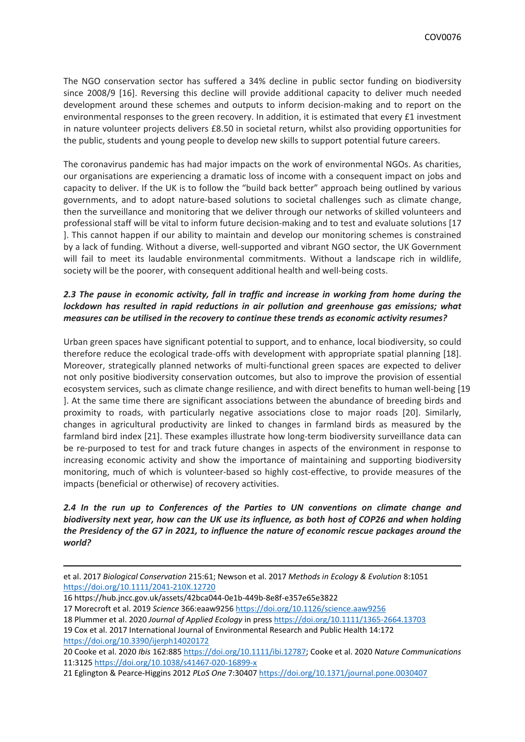The NGO conservation sector has suffered a 34% decline in public sector funding on biodiversity since 2008/9 [16]. Reversing this decline will provide additional capacity to deliver much needed development around these schemes and outputs to inform decision-making and to report on the environmental responses to the green recovery. In addition, it is estimated that every £1 investment in nature volunteer projects delivers £8.50 in societal return, whilst also providing opportunities for the public, students and young people to develop new skills to support potential future careers.

The coronavirus pandemic has had major impacts on the work of environmental NGOs. As charities, our organisations are experiencing a dramatic loss of income with a consequent impact on jobs and capacity to deliver. If the UK is to follow the "build back better" approach being outlined by various governments, and to adopt nature-based solutions to societal challenges such as climate change, then the surveillance and monitoring that we deliver through our networks of skilled volunteers and professional staff will be vital to inform future decision-making and to test and evaluate solutions [17]. This cannot happen if our ability to maintain and develop our monitoring schemes is constrained by a lack of funding. Without a diverse, well-supported and vibrant NGO sector, the UK Government will fail to meet its laudable environmental commitments. Without a landscape rich in wildlife, society will be the poorer, with consequent additional health and well-being costs.

***2.3 The pause in economic activity, fall in traffic and increase in working from home during the lockdown has resulted in rapid reductions in air pollution and greenhouse gas emissions; what measures can be utilised in the recovery to continue these trends as economic activity resumes?***

Urban green spaces have significant potential to support, and to enhance, local biodiversity, so could therefore reduce the ecological trade-offs with development with appropriate spatial planning [18]. Moreover, strategically planned networks of multi-functional green spaces are expected to deliver not only positive biodiversity conservation outcomes, but also to improve the provision of essential ecosystem services, such as climate change resilience, and with direct benefits to human well-being [19]. At the same time there are significant associations between the abundance of breeding birds and proximity to roads, with particularly negative associations close to major roads [20]. Similarly, changes in agricultural productivity are linked to changes in farmland birds as measured by the farmland bird index [21]. These examples illustrate how long-term biodiversity surveillance data can be re-purposed to test for and track future changes in aspects of the environment in response to increasing economic activity and show the importance of maintaining and supporting biodiversity monitoring, much of which is volunteer-based so highly cost-effective, to provide measures of the impacts (beneficial or otherwise) of recovery activities.

***2.4 In the run up to Conferences of the Parties to UN conventions on climate change and biodiversity next year, how can the UK use its influence, as both host of COP26 and when holding the Presidency of the G7 in 2021, to influence the nature of economic rescue packages around the world?***

---

et al. 2017 *Biological Conservation* 215:61; Newson et al. 2017 *Methods in Ecology & Evolution* 8:1051 https://doi.org/10.1111/2041-210X.12720

16 https://hub.jncc.gov.uk/assets/42bca044-0e1b-449b-8e8f-e357e65e3822

17 Morecroft et al. 2019 *Science* 366:eaaw9256 https://doi.org/10.1126/science.aaw9256

18 Plummer et al. 2020 *Journal of Applied Ecology* in press https://doi.org/10.1111/1365-2664.13703

19 Cox et al. 2017 International Journal of Environmental Research and Public Health 14:172 https://doi.org/10.3390/ijerph14020172

20 Cooke et al. 2020 *Ibis* 162:885 https://doi.org/10.1111/ibi.12787; Cooke et al. 2020 *Nature Communications* 11:3125 https://doi.org/10.1038/s41467-020-16899-x

21 Eglington & Pearce-Higgins 2012 *PLoS One* 7:30407 https://doi.org/10.1371/journal.pone.0030407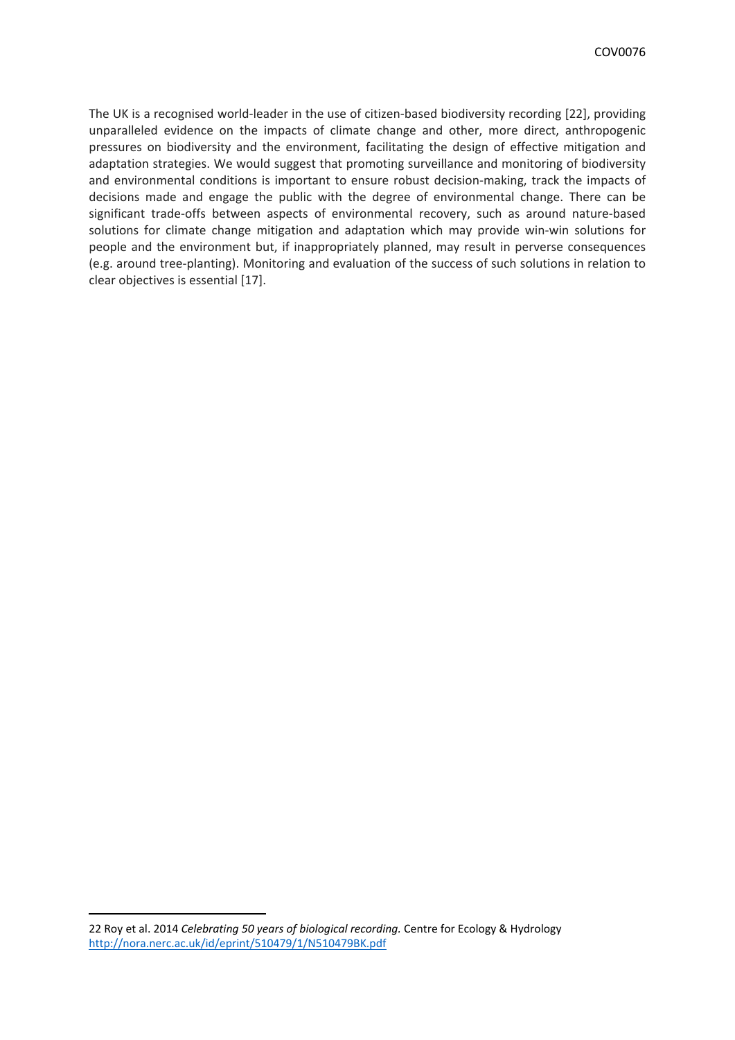The UK is a recognised world-leader in the use of citizen-based biodiversity recording [22], providing unparalleled evidence on the impacts of climate change and other, more direct, anthropogenic pressures on biodiversity and the environment, facilitating the design of effective mitigation and adaptation strategies. We would suggest that promoting surveillance and monitoring of biodiversity and environmental conditions is important to ensure robust decision-making, track the impacts of decisions made and engage the public with the degree of environmental change. There can be significant trade-offs between aspects of environmental recovery, such as around nature-based solutions for climate change mitigation and adaptation which may provide win-win solutions for people and the environment but, if inappropriately planned, may result in perverse consequences (e.g. around tree-planting). Monitoring and evaluation of the success of such solutions in relation to clear objectives is essential [17].

---

22 Roy et al. 2014 *Celebrating 50 years of biological recording.* Centre for Ecology & Hydrology http://nora.nerc.ac.uk/id/eprint/510479/1/N510479BK.pdf